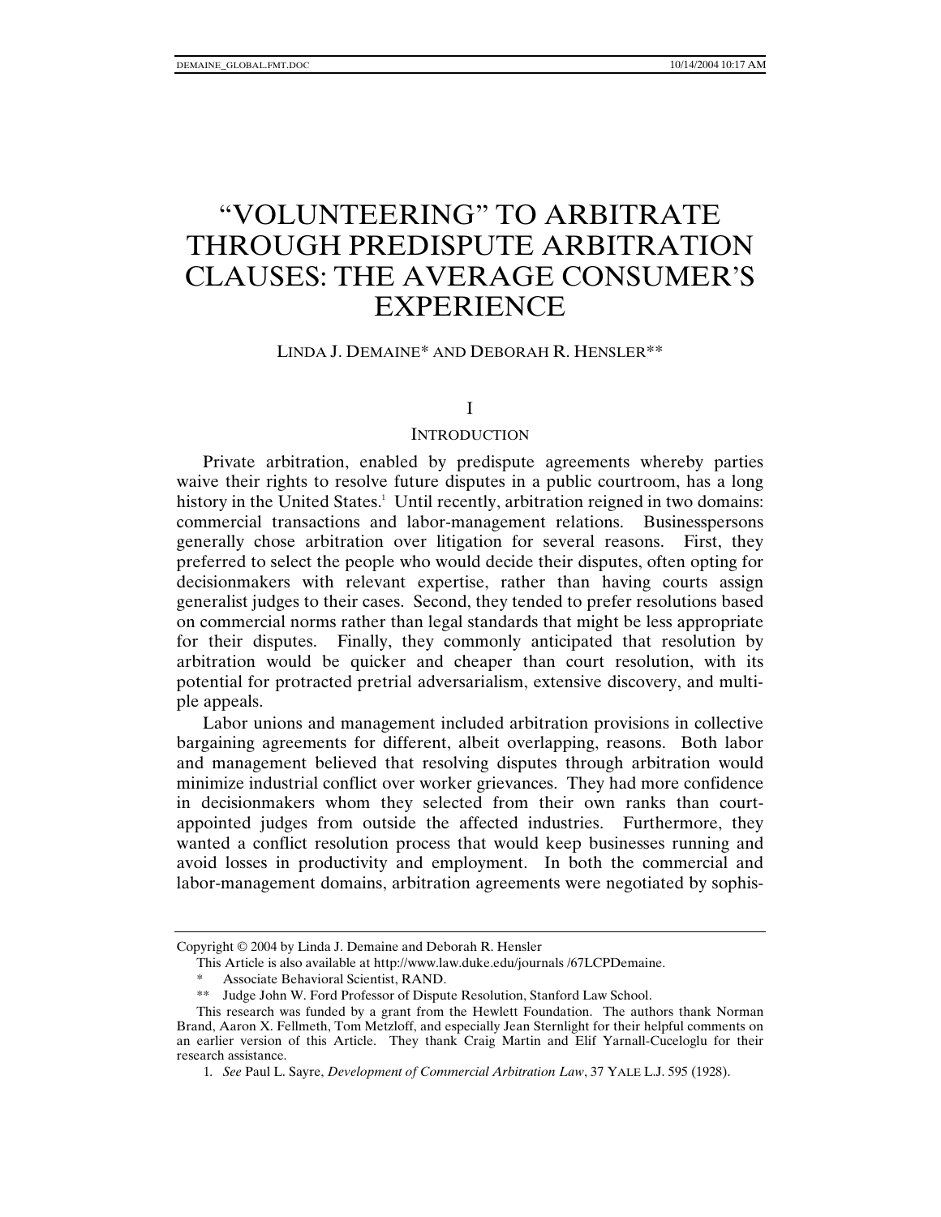# "VOLUNTEERING" TO ARBITRATE THROUGH PREDISPUTE ARBITRATION CLAUSES: THE AVERAGE CONSUMER'S EXPERIENCE

LINDA J. DEMAINE* AND DEBORAH R. HENSLER**

## I

## INTRODUCTION

Private arbitration, enabled by predispute agreements whereby parties waive their rights to resolve future disputes in a public courtroom, has a long history in the United States.[1] Until recently, arbitration reigned in two domains: commercial transactions and labor-management relations. Businesspersons generally chose arbitration over litigation for several reasons. First, they preferred to select the people who would decide their disputes, often opting for decisionmakers with relevant expertise, rather than having courts assign generalist judges to their cases. Second, they tended to prefer resolutions based on commercial norms rather than legal standards that might be less appropriate for their disputes. Finally, they commonly anticipated that resolution by arbitration would be quicker and cheaper than court resolution, with its potential for protracted pretrial adversarialism, extensive discovery, and multiple appeals.

Labor unions and management included arbitration provisions in collective bargaining agreements for different, albeit overlapping, reasons. Both labor and management believed that resolving disputes through arbitration would minimize industrial conflict over worker grievances. They had more confidence in decisionmakers whom they selected from their own ranks than court-appointed judges from outside the affected industries. Furthermore, they wanted a conflict resolution process that would keep businesses running and avoid losses in productivity and employment. In both the commercial and labor-management domains, arbitration agreements were negotiated by sophis-

---

Copyright © 2004 by Linda J. Demaine and Deborah R. Hensler

This Article is also available at http://www.law.duke.edu/journals /67LCPDemaine.

\* Associate Behavioral Scientist, RAND.

\*\* Judge John W. Ford Professor of Dispute Resolution, Stanford Law School.

This research was funded by a grant from the Hewlett Foundation. The authors thank Norman Brand, Aaron X. Fellmeth, Tom Metzloff, and especially Jean Sternlight for their helpful comments on an earlier version of this Article. They thank Craig Martin and Elif Yarnall-Cuceloglu for their research assistance.

1. *See* Paul L. Sayre, *Development of Commercial Arbitration Law*, 37 YALE L.J. 595 (1928).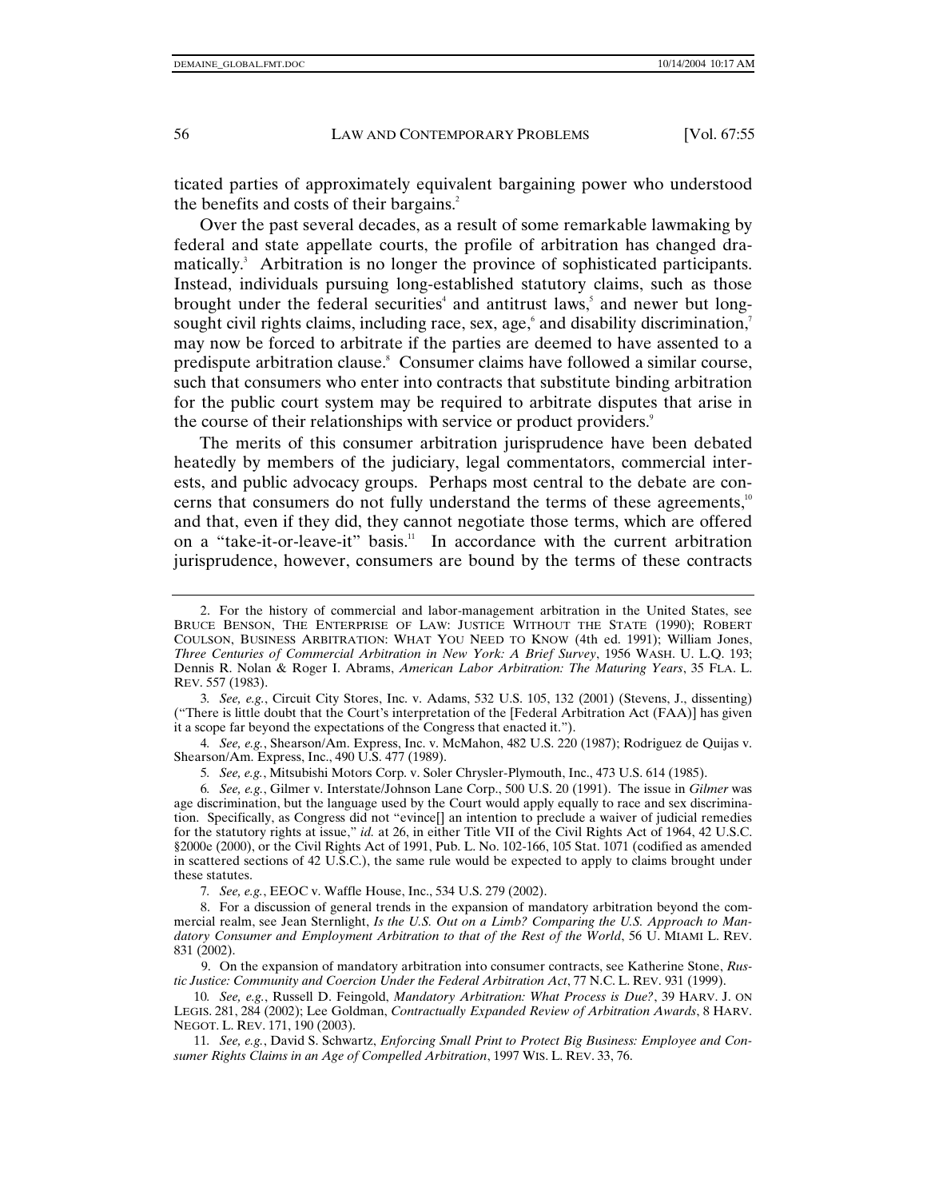ticated parties of approximately equivalent bargaining power who understood the benefits and costs of their bargains.[2]

Over the past several decades, as a result of some remarkable lawmaking by federal and state appellate courts, the profile of arbitration has changed dramatically.[3] Arbitration is no longer the province of sophisticated participants. Instead, individuals pursuing long-established statutory claims, such as those brought under the federal securities[4] and antitrust laws,[5] and newer but long-sought civil rights claims, including race, sex, age,[6] and disability discrimination,[7] may now be forced to arbitrate if the parties are deemed to have assented to a predispute arbitration clause.[8] Consumer claims have followed a similar course, such that consumers who enter into contracts that substitute binding arbitration for the public court system may be required to arbitrate disputes that arise in the course of their relationships with service or product providers.[9]

The merits of this consumer arbitration jurisprudence have been debated heatedly by members of the judiciary, legal commentators, commercial interests, and public advocacy groups. Perhaps most central to the debate are concerns that consumers do not fully understand the terms of these agreements,[10] and that, even if they did, they cannot negotiate those terms, which are offered on a "take-it-or-leave-it" basis.[11] In accordance with the current arbitration jurisprudence, however, consumers are bound by the terms of these contracts

---

2. For the history of commercial and labor-management arbitration in the United States, see BRUCE BENSON, THE ENTERPRISE OF LAW: JUSTICE WITHOUT THE STATE (1990); ROBERT COULSON, BUSINESS ARBITRATION: WHAT YOU NEED TO KNOW (4th ed. 1991); William Jones, *Three Centuries of Commercial Arbitration in New York: A Brief Survey*, 1956 WASH. U. L.Q. 193; Dennis R. Nolan & Roger I. Abrams, *American Labor Arbitration: The Maturing Years*, 35 FLA. L. REV. 557 (1983).

3. *See, e.g.*, Circuit City Stores, Inc. v. Adams, 532 U.S. 105, 132 (2001) (Stevens, J., dissenting) ("There is little doubt that the Court's interpretation of the [Federal Arbitration Act (FAA)] has given it a scope far beyond the expectations of the Congress that enacted it.").

4. *See, e.g.*, Shearson/Am. Express, Inc. v. McMahon, 482 U.S. 220 (1987); Rodriguez de Quijas v. Shearson/Am. Express, Inc., 490 U.S. 477 (1989).

5. *See, e.g.*, Mitsubishi Motors Corp. v. Soler Chrysler-Plymouth, Inc., 473 U.S. 614 (1985).

6. *See, e.g.*, Gilmer v. Interstate/Johnson Lane Corp., 500 U.S. 20 (1991). The issue in *Gilmer* was age discrimination, but the language used by the Court would apply equally to race and sex discrimination. Specifically, as Congress did not "evince[] an intention to preclude a waiver of judicial remedies for the statutory rights at issue," *id.* at 26, in either Title VII of the Civil Rights Act of 1964, 42 U.S.C. §2000e (2000), or the Civil Rights Act of 1991, Pub. L. No. 102-166, 105 Stat. 1071 (codified as amended in scattered sections of 42 U.S.C.), the same rule would be expected to apply to claims brought under these statutes.

7. *See, e.g.*, EEOC v. Waffle House, Inc., 534 U.S. 279 (2002).

8. For a discussion of general trends in the expansion of mandatory arbitration beyond the commercial realm, see Jean Sternlight, *Is the U.S. Out on a Limb? Comparing the U.S. Approach to Mandatory Consumer and Employment Arbitration to that of the Rest of the World*, 56 U. MIAMI L. REV. 831 (2002).

9. On the expansion of mandatory arbitration into consumer contracts, see Katherine Stone, *Rustic Justice: Community and Coercion Under the Federal Arbitration Act*, 77 N.C. L. REV. 931 (1999).

10. *See, e.g.*, Russell D. Feingold, *Mandatory Arbitration: What Process is Due?*, 39 HARV. J. ON LEGIS. 281, 284 (2002); Lee Goldman, *Contractually Expanded Review of Arbitration Awards*, 8 HARV. NEGOT. L. REV. 171, 190 (2003).

11. *See, e.g.*, David S. Schwartz, *Enforcing Small Print to Protect Big Business: Employee and Consumer Rights Claims in an Age of Compelled Arbitration*, 1997 WIS. L. REV. 33, 76.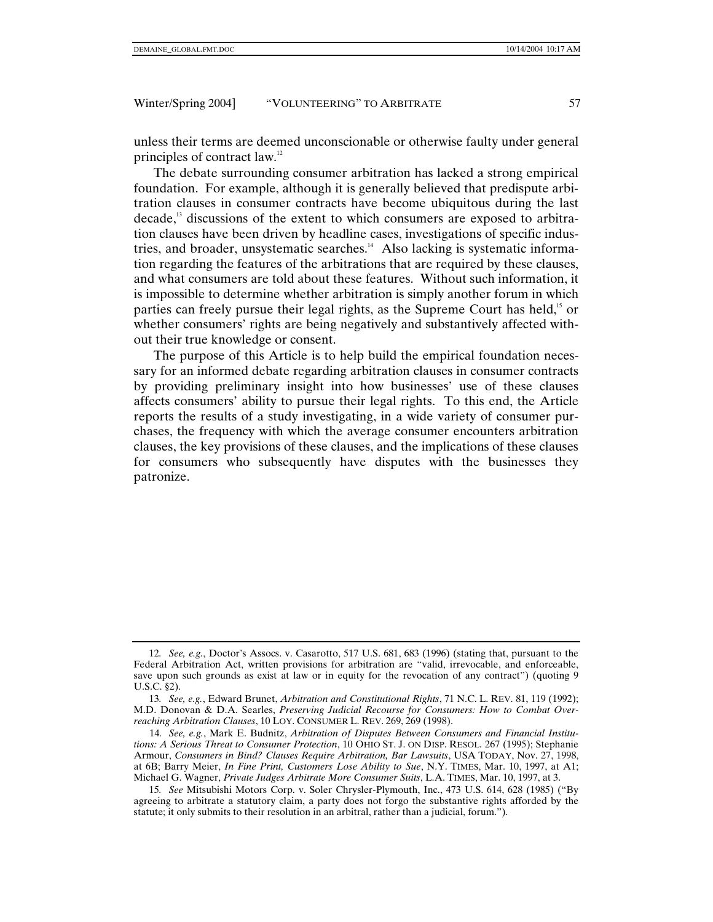unless their terms are deemed unconscionable or otherwise faulty under general principles of contract law.[12]

The debate surrounding consumer arbitration has lacked a strong empirical foundation. For example, although it is generally believed that predispute arbitration clauses in consumer contracts have become ubiquitous during the last decade,[13] discussions of the extent to which consumers are exposed to arbitration clauses have been driven by headline cases, investigations of specific industries, and broader, unsystematic searches.[14] Also lacking is systematic information regarding the features of the arbitrations that are required by these clauses, and what consumers are told about these features. Without such information, it is impossible to determine whether arbitration is simply another forum in which parties can freely pursue their legal rights, as the Supreme Court has held,[15] or whether consumers' rights are being negatively and substantively affected without their true knowledge or consent.

The purpose of this Article is to help build the empirical foundation necessary for an informed debate regarding arbitration clauses in consumer contracts by providing preliminary insight into how businesses' use of these clauses affects consumers' ability to pursue their legal rights. To this end, the Article reports the results of a study investigating, in a wide variety of consumer purchases, the frequency with which the average consumer encounters arbitration clauses, the key provisions of these clauses, and the implications of these clauses for consumers who subsequently have disputes with the businesses they patronize.

---

12. *See, e.g.*, Doctor's Assocs. v. Casarotto, 517 U.S. 681, 683 (1996) (stating that, pursuant to the Federal Arbitration Act, written provisions for arbitration are "valid, irrevocable, and enforceable, save upon such grounds as exist at law or in equity for the revocation of any contract") (quoting 9 U.S.C. §2).

13. *See, e.g.*, Edward Brunet, *Arbitration and Constitutional Rights*, 71 N.C. L. REV. 81, 119 (1992); M.D. Donovan & D.A. Searles, *Preserving Judicial Recourse for Consumers: How to Combat Overreaching Arbitration Clauses*, 10 LOY. CONSUMER L. REV. 269, 269 (1998).

14. *See, e.g.*, Mark E. Budnitz, *Arbitration of Disputes Between Consumers and Financial Institutions: A Serious Threat to Consumer Protection*, 10 OHIO ST. J. ON DISP. RESOL. 267 (1995); Stephanie Armour, *Consumers in Bind? Clauses Require Arbitration, Bar Lawsuits*, USA TODAY, Nov. 27, 1998, at 6B; Barry Meier, *In Fine Print, Customers Lose Ability to Sue*, N.Y. TIMES, Mar. 10, 1997, at A1; Michael G. Wagner, *Private Judges Arbitrate More Consumer Suits*, L.A. TIMES, Mar. 10, 1997, at 3.

15. *See* Mitsubishi Motors Corp. v. Soler Chrysler-Plymouth, Inc., 473 U.S. 614, 628 (1985) ("By agreeing to arbitrate a statutory claim, a party does not forgo the substantive rights afforded by the statute; it only submits to their resolution in an arbitral, rather than a judicial, forum.").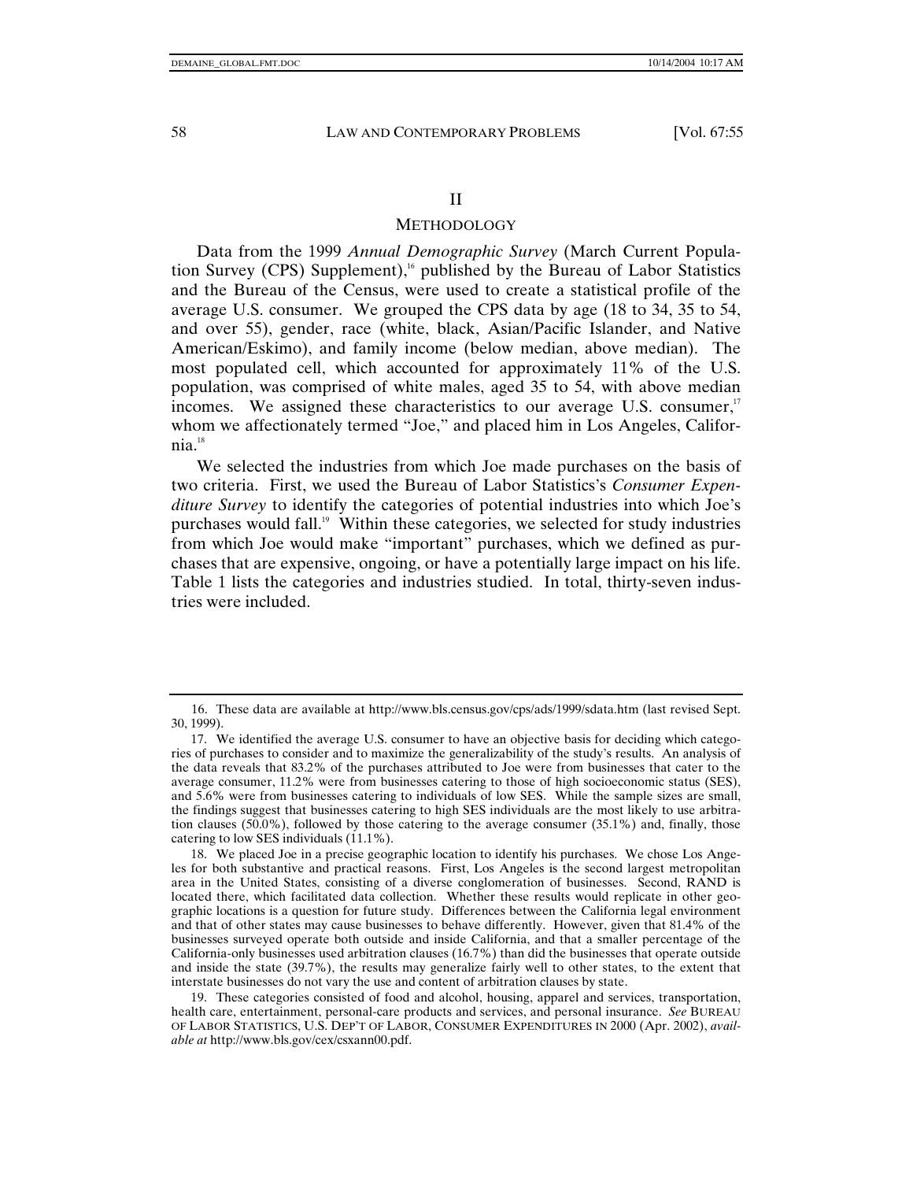## II

## METHODOLOGY

Data from the 1999 *Annual Demographic Survey* (March Current Population Survey (CPS) Supplement),[16] published by the Bureau of Labor Statistics and the Bureau of the Census, were used to create a statistical profile of the average U.S. consumer. We grouped the CPS data by age (18 to 34, 35 to 54, and over 55), gender, race (white, black, Asian/Pacific Islander, and Native American/Eskimo), and family income (below median, above median). The most populated cell, which accounted for approximately 11% of the U.S. population, was comprised of white males, aged 35 to 54, with above median incomes. We assigned these characteristics to our average U.S. consumer,[17] whom we affectionately termed "Joe," and placed him in Los Angeles, California.[18]

We selected the industries from which Joe made purchases on the basis of two criteria. First, we used the Bureau of Labor Statistics's *Consumer Expenditure Survey* to identify the categories of potential industries into which Joe's purchases would fall.[19] Within these categories, we selected for study industries from which Joe would make "important" purchases, which we defined as purchases that are expensive, ongoing, or have a potentially large impact on his life. Table 1 lists the categories and industries studied. In total, thirty-seven industries were included.

---

16. These data are available at http://www.bls.census.gov/cps/ads/1999/sdata.htm (last revised Sept. 30, 1999).

17. We identified the average U.S. consumer to have an objective basis for deciding which categories of purchases to consider and to maximize the generalizability of the study's results. An analysis of the data reveals that 83.2% of the purchases attributed to Joe were from businesses that cater to the average consumer, 11.2% were from businesses catering to those of high socioeconomic status (SES), and 5.6% were from businesses catering to individuals of low SES. While the sample sizes are small, the findings suggest that businesses catering to high SES individuals are the most likely to use arbitration clauses (50.0%), followed by those catering to the average consumer (35.1%) and, finally, those catering to low SES individuals (11.1%).

18. We placed Joe in a precise geographic location to identify his purchases. We chose Los Angeles for both substantive and practical reasons. First, Los Angeles is the second largest metropolitan area in the United States, consisting of a diverse conglomeration of businesses. Second, RAND is located there, which facilitated data collection. Whether these results would replicate in other geographic locations is a question for future study. Differences between the California legal environment and that of other states may cause businesses to behave differently. However, given that 81.4% of the businesses surveyed operate both outside and inside California, and that a smaller percentage of the California-only businesses used arbitration clauses (16.7%) than did the businesses that operate outside and inside the state (39.7%), the results may generalize fairly well to other states, to the extent that interstate businesses do not vary the use and content of arbitration clauses by state.

19. These categories consisted of food and alcohol, housing, apparel and services, transportation, health care, entertainment, personal-care products and services, and personal insurance. *See* BUREAU OF LABOR STATISTICS, U.S. DEP'T OF LABOR, CONSUMER EXPENDITURES IN 2000 (Apr. 2002), *available at* http://www.bls.gov/cex/csxann00.pdf.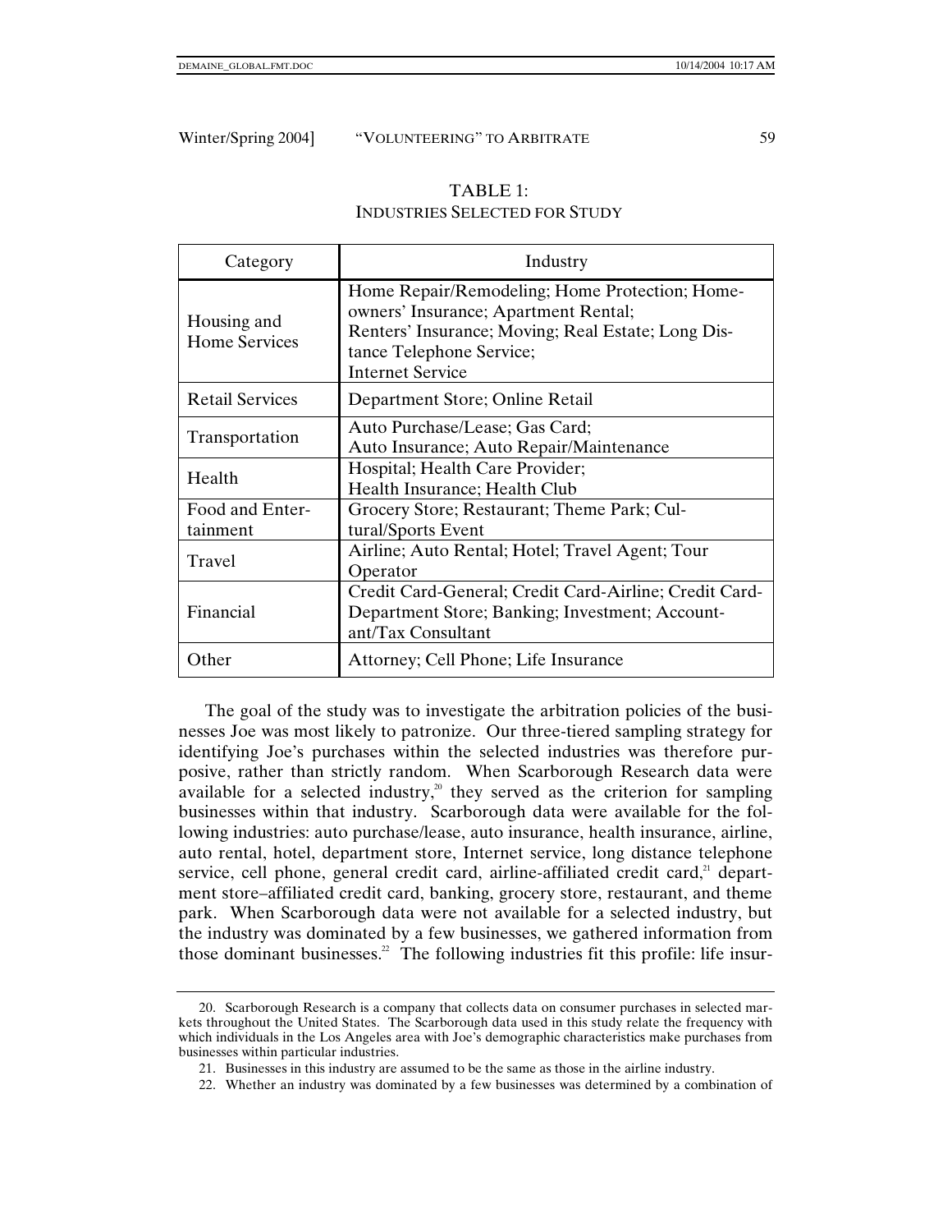TABLE 1:
INDUSTRIES SELECTED FOR STUDY

| Category | Industry |
|---|---|
| Housing and Home Services | Home Repair/Remodeling; Home Protection; Homeowners' Insurance; Apartment Rental; Renters' Insurance; Moving; Real Estate; Long Distance Telephone Service; Internet Service |
| Retail Services | Department Store; Online Retail |
| Transportation | Auto Purchase/Lease; Gas Card; Auto Insurance; Auto Repair/Maintenance |
| Health | Hospital; Health Care Provider; Health Insurance; Health Club |
| Food and Entertainment | Grocery Store; Restaurant; Theme Park; Cultural/Sports Event |
| Travel | Airline; Auto Rental; Hotel; Travel Agent; Tour Operator |
| Financial | Credit Card-General; Credit Card-Airline; Credit Card-Department Store; Banking; Investment; Accountant/Tax Consultant |
| Other | Attorney; Cell Phone; Life Insurance |

The goal of the study was to investigate the arbitration policies of the businesses Joe was most likely to patronize. Our three-tiered sampling strategy for identifying Joe's purchases within the selected industries was therefore purposive, rather than strictly random. When Scarborough Research data were available for a selected industry,[20] they served as the criterion for sampling businesses within that industry. Scarborough data were available for the following industries: auto purchase/lease, auto insurance, health insurance, airline, auto rental, hotel, department store, Internet service, long distance telephone service, cell phone, general credit card, airline-affiliated credit card,[21] department store–affiliated credit card, banking, grocery store, restaurant, and theme park. When Scarborough data were not available for a selected industry, but the industry was dominated by a few businesses, we gathered information from those dominant businesses.[22] The following industries fit this profile: life insur-

20. Scarborough Research is a company that collects data on consumer purchases in selected markets throughout the United States. The Scarborough data used in this study relate the frequency with which individuals in the Los Angeles area with Joe's demographic characteristics make purchases from businesses within particular industries.

21. Businesses in this industry are assumed to be the same as those in the airline industry.

22. Whether an industry was dominated by a few businesses was determined by a combination of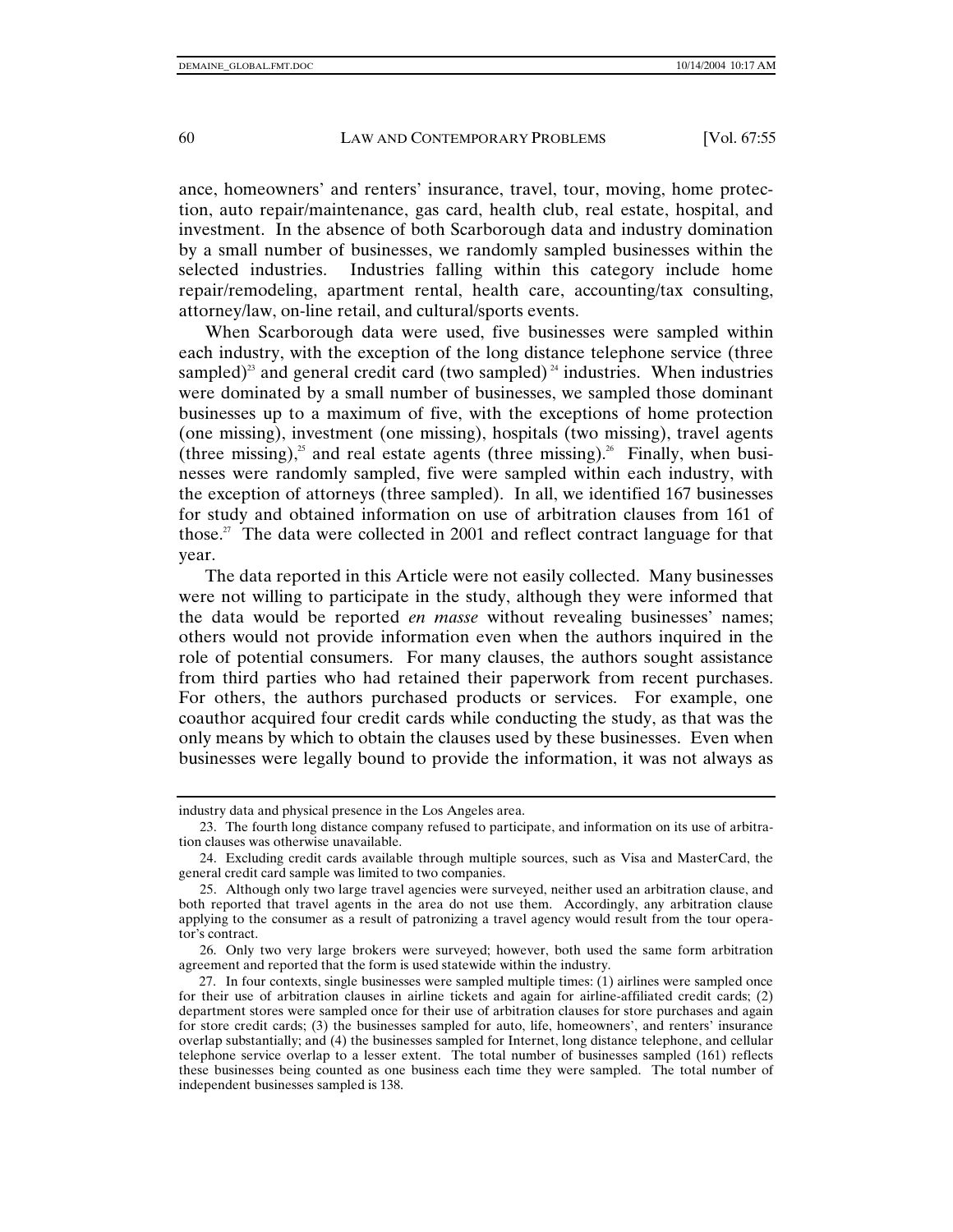ance, homeowners' and renters' insurance, travel, tour, moving, home protection, auto repair/maintenance, gas card, health club, real estate, hospital, and investment. In the absence of both Scarborough data and industry domination by a small number of businesses, we randomly sampled businesses within the selected industries. Industries falling within this category include home repair/remodeling, apartment rental, health care, accounting/tax consulting, attorney/law, on-line retail, and cultural/sports events.

When Scarborough data were used, five businesses were sampled within each industry, with the exception of the long distance telephone service (three sampled)[23] and general credit card (two sampled)[24] industries. When industries were dominated by a small number of businesses, we sampled those dominant businesses up to a maximum of five, with the exceptions of home protection (one missing), investment (one missing), hospitals (two missing), travel agents (three missing),[25] and real estate agents (three missing).[26] Finally, when businesses were randomly sampled, five were sampled within each industry, with the exception of attorneys (three sampled). In all, we identified 167 businesses for study and obtained information on use of arbitration clauses from 161 of those.[27] The data were collected in 2001 and reflect contract language for that year.

The data reported in this Article were not easily collected. Many businesses were not willing to participate in the study, although they were informed that the data would be reported *en masse* without revealing businesses' names; others would not provide information even when the authors inquired in the role of potential consumers. For many clauses, the authors sought assistance from third parties who had retained their paperwork from recent purchases. For others, the authors purchased products or services. For example, one coauthor acquired four credit cards while conducting the study, as that was the only means by which to obtain the clauses used by these businesses. Even when businesses were legally bound to provide the information, it was not always as

---

industry data and physical presence in the Los Angeles area.

23. The fourth long distance company refused to participate, and information on its use of arbitration clauses was otherwise unavailable.

24. Excluding credit cards available through multiple sources, such as Visa and MasterCard, the general credit card sample was limited to two companies.

25. Although only two large travel agencies were surveyed, neither used an arbitration clause, and both reported that travel agents in the area do not use them. Accordingly, any arbitration clause applying to the consumer as a result of patronizing a travel agency would result from the tour operator's contract.

26. Only two very large brokers were surveyed; however, both used the same form arbitration agreement and reported that the form is used statewide within the industry.

27. In four contexts, single businesses were sampled multiple times: (1) airlines were sampled once for their use of arbitration clauses in airline tickets and again for airline-affiliated credit cards; (2) department stores were sampled once for their use of arbitration clauses for store purchases and again for store credit cards; (3) the businesses sampled for auto, life, homeowners', and renters' insurance overlap substantially; and (4) the businesses sampled for Internet, long distance telephone, and cellular telephone service overlap to a lesser extent. The total number of businesses sampled (161) reflects these businesses being counted as one business each time they were sampled. The total number of independent businesses sampled is 138.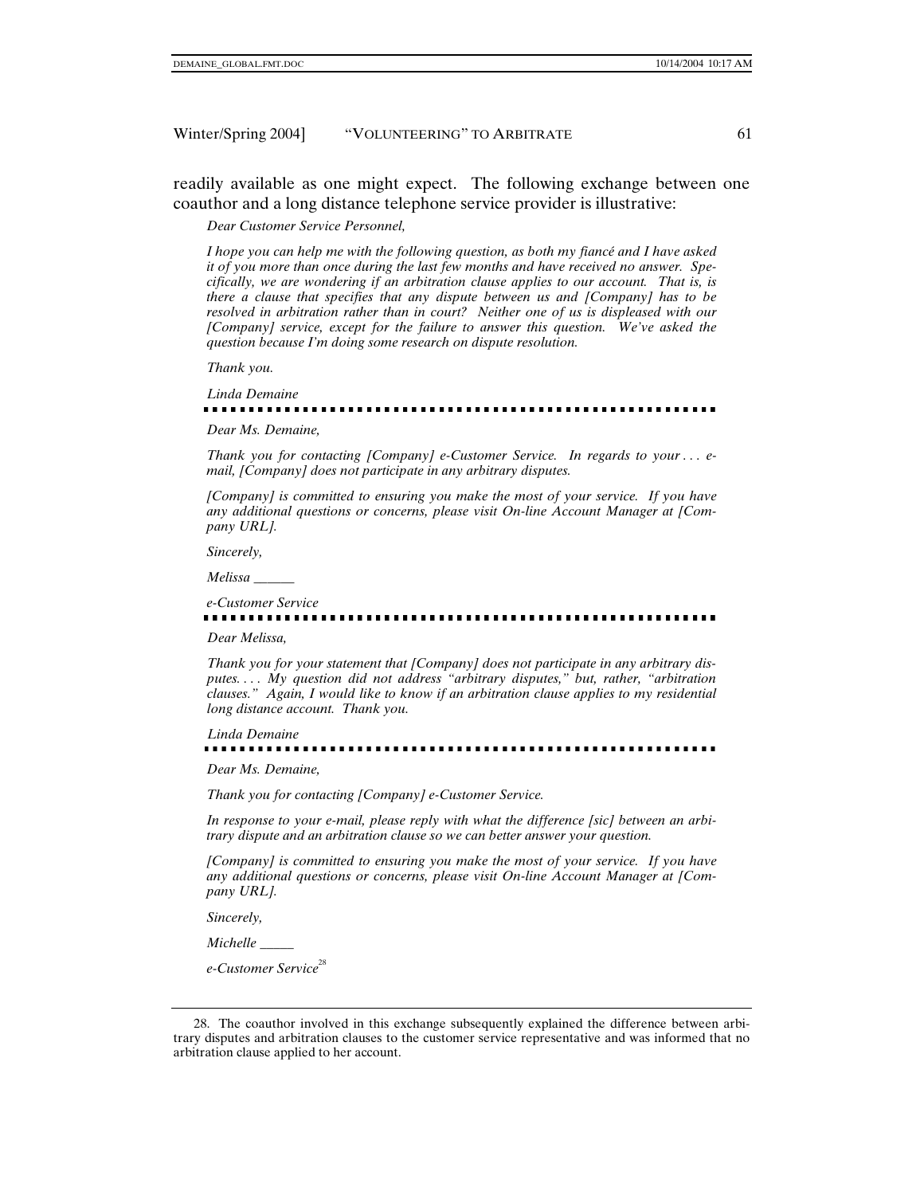readily available as one might expect. The following exchange between one coauthor and a long distance telephone service provider is illustrative:

> *Dear Customer Service Personnel,*
>
> *I hope you can help me with the following question, as both my fiancé and I have asked it of you more than once during the last few months and have received no answer. Specifically, we are wondering if an arbitration clause applies to our account. That is, is there a clause that specifies that any dispute between us and [Company] has to be resolved in arbitration rather than in court? Neither one of us is displeased with our [Company] service, except for the failure to answer this question. We've asked the question because I'm doing some research on dispute resolution.*
>
> *Thank you.*
>
> *Linda Demaine*

---

> *Dear Ms. Demaine,*
>
> *Thank you for contacting [Company] e-Customer Service. In regards to your . . . e-mail, [Company] does not participate in any arbitrary disputes.*
>
> *[Company] is committed to ensuring you make the most of your service. If you have any additional questions or concerns, please visit On-line Account Manager at [Company URL].*
>
> *Sincerely,*
>
> *Melissa ______*
>
> *e-Customer Service*

---

> *Dear Melissa,*
>
> *Thank you for your statement that [Company] does not participate in any arbitrary disputes. . . . My question did not address "arbitrary disputes," but, rather, "arbitration clauses." Again, I would like to know if an arbitration clause applies to my residential long distance account. Thank you.*
>
> *Linda Demaine*

---

> *Dear Ms. Demaine,*
>
> *Thank you for contacting [Company] e-Customer Service.*
>
> *In response to your e-mail, please reply with what the difference [sic] between an arbitrary dispute and an arbitration clause so we can better answer your question.*
>
> *[Company] is committed to ensuring you make the most of your service. If you have any additional questions or concerns, please visit On-line Account Manager at [Company URL].*
>
> *Sincerely,*
>
> *Michelle _____*
>
> *e-Customer Service*[28]

---

28. The coauthor involved in this exchange subsequently explained the difference between arbitrary disputes and arbitration clauses to the customer service representative and was informed that no arbitration clause applied to her account.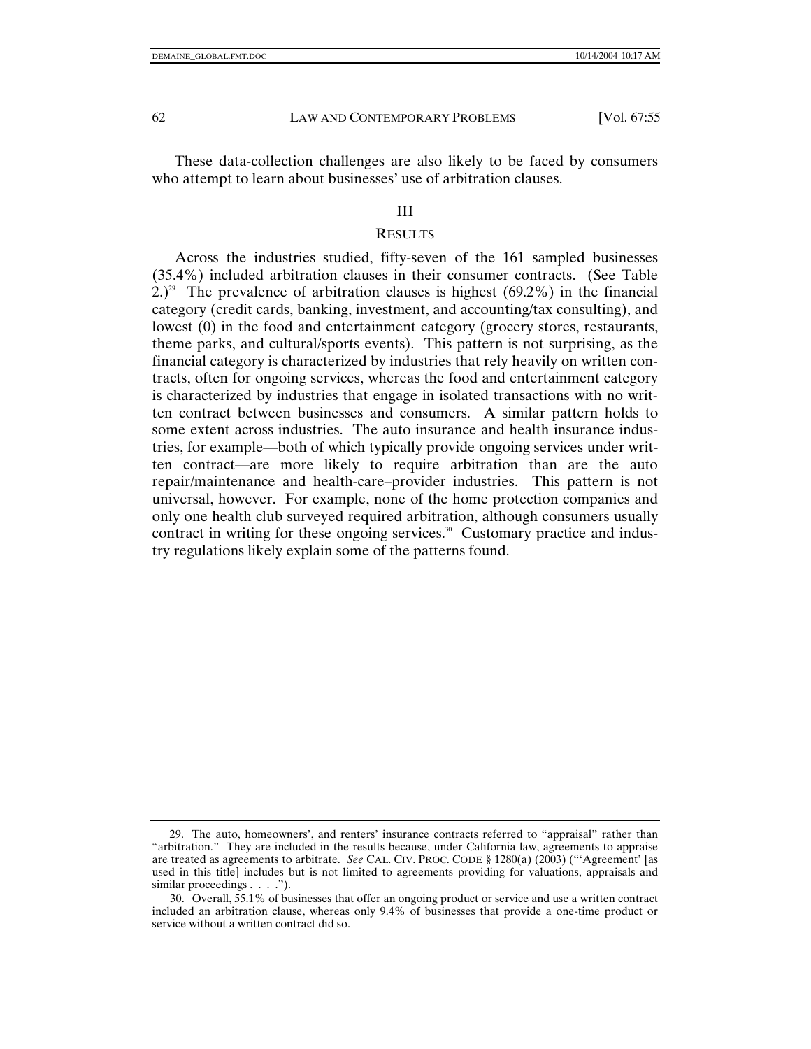These data-collection challenges are also likely to be faced by consumers who attempt to learn about businesses' use of arbitration clauses.

## III

## RESULTS

Across the industries studied, fifty-seven of the 161 sampled businesses (35.4%) included arbitration clauses in their consumer contracts. (See Table 2.)[29] The prevalence of arbitration clauses is highest (69.2%) in the financial category (credit cards, banking, investment, and accounting/tax consulting), and lowest (0) in the food and entertainment category (grocery stores, restaurants, theme parks, and cultural/sports events). This pattern is not surprising, as the financial category is characterized by industries that rely heavily on written contracts, often for ongoing services, whereas the food and entertainment category is characterized by industries that engage in isolated transactions with no written contract between businesses and consumers. A similar pattern holds to some extent across industries. The auto insurance and health insurance industries, for example—both of which typically provide ongoing services under written contract—are more likely to require arbitration than are the auto repair/maintenance and health-care–provider industries. This pattern is not universal, however. For example, none of the home protection companies and only one health club surveyed required arbitration, although consumers usually contract in writing for these ongoing services.[30] Customary practice and industry regulations likely explain some of the patterns found.

---

29. The auto, homeowners', and renters' insurance contracts referred to "appraisal" rather than "arbitration." They are included in the results because, under California law, agreements to appraise are treated as agreements to arbitrate. *See* CAL. CIV. PROC. CODE § 1280(a) (2003) ("'Agreement' [as used in this title] includes but is not limited to agreements providing for valuations, appraisals and similar proceedings . . . .").

30. Overall, 55.1% of businesses that offer an ongoing product or service and use a written contract included an arbitration clause, whereas only 9.4% of businesses that provide a one-time product or service without a written contract did so.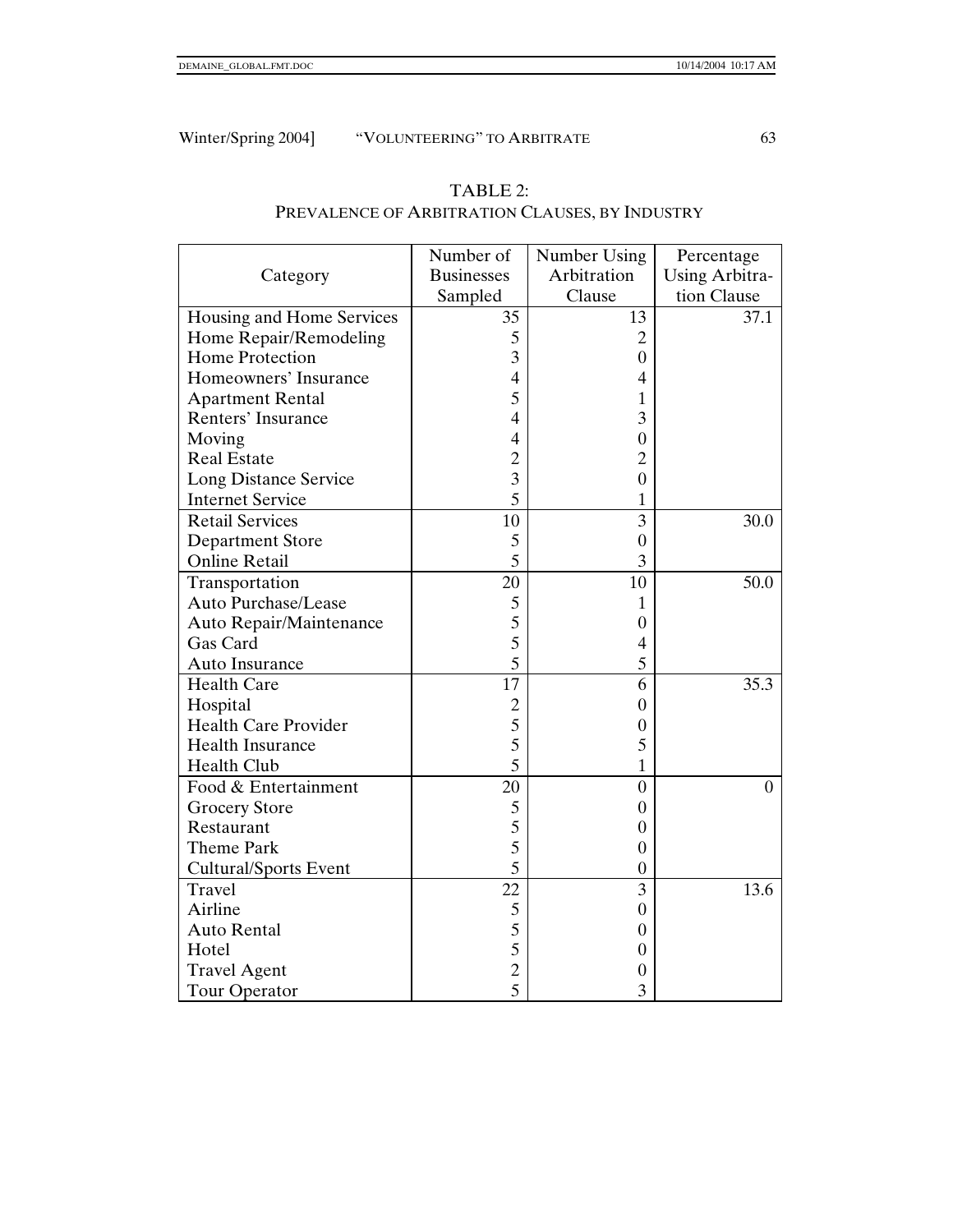TABLE 2:
PREVALENCE OF ARBITRATION CLAUSES, BY INDUSTRY

| Category | Number of Businesses Sampled | Number Using Arbitration Clause | Percentage Using Arbitration Clause |
|---|---|---|---|
| Housing and Home Services | 35 | 13 | 37.1 |
| Home Repair/Remodeling | 5 | 2 | |
| Home Protection | 3 | 0 | |
| Homeowners' Insurance | 4 | 4 | |
| Apartment Rental | 5 | 1 | |
| Renters' Insurance | 4 | 3 | |
| Moving | 4 | 0 | |
| Real Estate | 2 | 2 | |
| Long Distance Service | 3 | 0 | |
| Internet Service | 5 | 1 | |
| Retail Services | 10 | 3 | 30.0 |
| Department Store | 5 | 0 | |
| Online Retail | 5 | 3 | |
| Transportation | 20 | 10 | 50.0 |
| Auto Purchase/Lease | 5 | 1 | |
| Auto Repair/Maintenance | 5 | 0 | |
| Gas Card | 5 | 4 | |
| Auto Insurance | 5 | 5 | |
| Health Care | 17 | 6 | 35.3 |
| Hospital | 2 | 0 | |
| Health Care Provider | 5 | 0 | |
| Health Insurance | 5 | 5 | |
| Health Club | 5 | 1 | |
| Food & Entertainment | 20 | 0 | 0 |
| Grocery Store | 5 | 0 | |
| Restaurant | 5 | 0 | |
| Theme Park | 5 | 0 | |
| Cultural/Sports Event | 5 | 0 | |
| Travel | 22 | 3 | 13.6 |
| Airline | 5 | 0 | |
| Auto Rental | 5 | 0 | |
| Hotel | 5 | 0 | |
| Travel Agent | 2 | 0 | |
| Tour Operator | 5 | 3 | |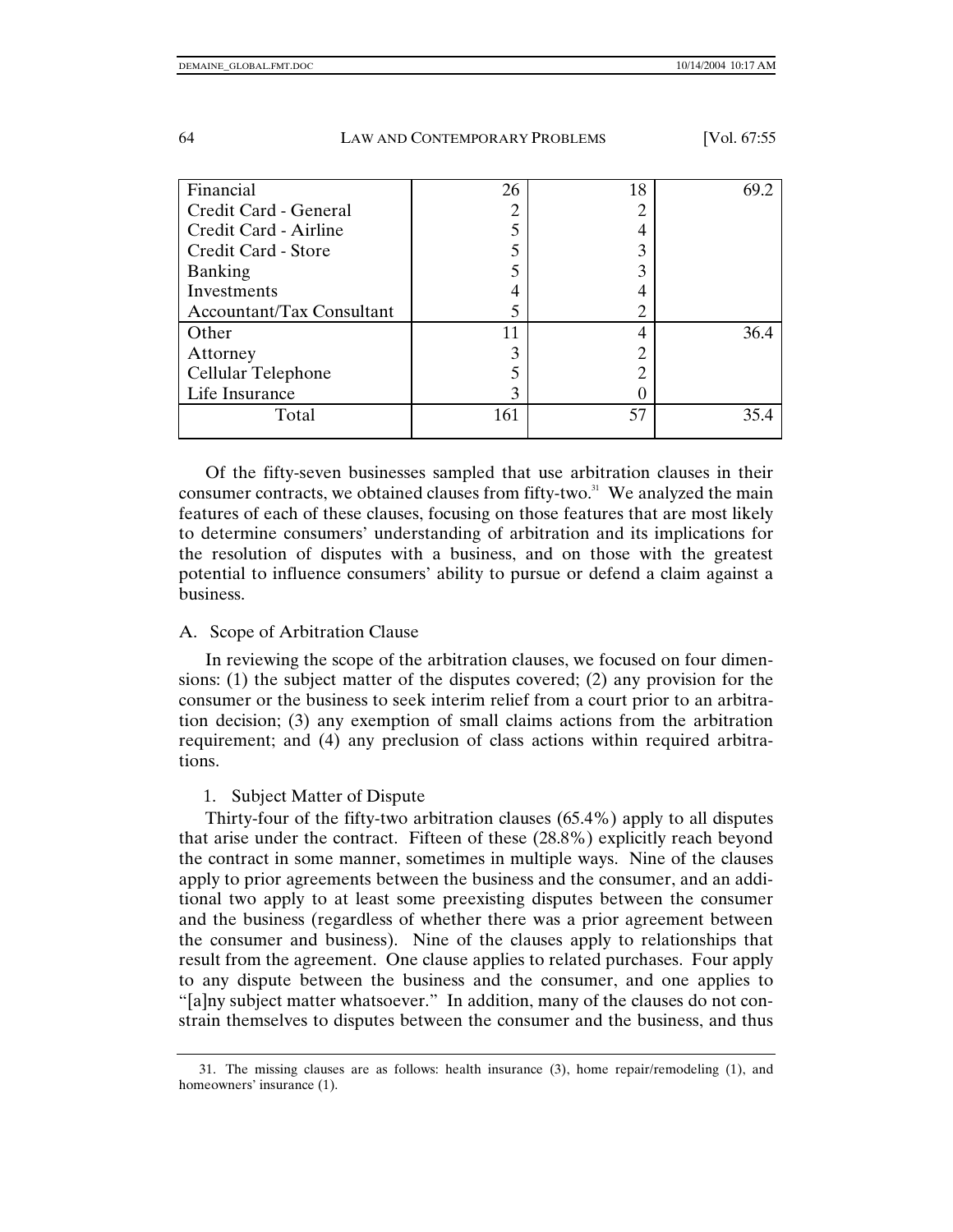| | | | |
|---|---|---|---|
| Financial | 26 | 18 | 69.2 |
| Credit Card - General | 2 | 2 | |
| Credit Card - Airline | 5 | 4 | |
| Credit Card - Store | 5 | 3 | |
| Banking | 5 | 3 | |
| Investments | 4 | 4 | |
| Accountant/Tax Consultant | 5 | 2 | |
| Other | 11 | 4 | 36.4 |
| Attorney | 3 | 2 | |
| Cellular Telephone | 5 | 2 | |
| Life Insurance | 3 | 0 | |
| Total | 161 | 57 | 35.4 |

Of the fifty-seven businesses sampled that use arbitration clauses in their consumer contracts, we obtained clauses from fifty-two.[31] We analyzed the main features of each of these clauses, focusing on those features that are most likely to determine consumers' understanding of arbitration and its implications for the resolution of disputes with a business, and on those with the greatest potential to influence consumers' ability to pursue or defend a claim against a business.

## A. Scope of Arbitration Clause

In reviewing the scope of the arbitration clauses, we focused on four dimensions: (1) the subject matter of the disputes covered; (2) any provision for the consumer or the business to seek interim relief from a court prior to an arbitration decision; (3) any exemption of small claims actions from the arbitration requirement; and (4) any preclusion of class actions within required arbitrations.

### 1. Subject Matter of Dispute

Thirty-four of the fifty-two arbitration clauses (65.4%) apply to all disputes that arise under the contract. Fifteen of these (28.8%) explicitly reach beyond the contract in some manner, sometimes in multiple ways. Nine of the clauses apply to prior agreements between the business and the consumer, and an additional two apply to at least some preexisting disputes between the consumer and the business (regardless of whether there was a prior agreement between the consumer and business). Nine of the clauses apply to relationships that result from the agreement. One clause applies to related purchases. Four apply to any dispute between the business and the consumer, and one applies to "[a]ny subject matter whatsoever." In addition, many of the clauses do not constrain themselves to disputes between the consumer and the business, and thus

31. The missing clauses are as follows: health insurance (3), home repair/remodeling (1), and homeowners' insurance (1).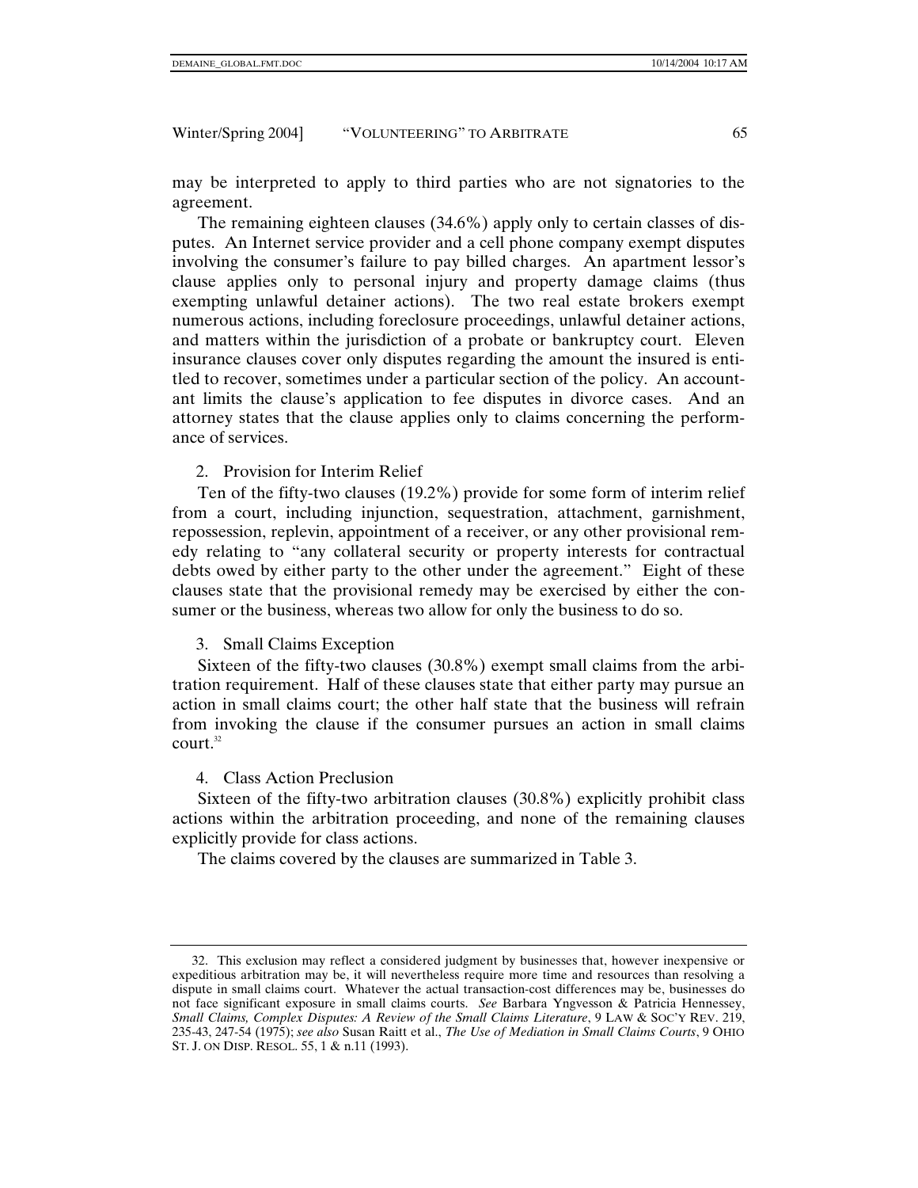may be interpreted to apply to third parties who are not signatories to the agreement.

The remaining eighteen clauses (34.6%) apply only to certain classes of disputes. An Internet service provider and a cell phone company exempt disputes involving the consumer's failure to pay billed charges. An apartment lessor's clause applies only to personal injury and property damage claims (thus exempting unlawful detainer actions). The two real estate brokers exempt numerous actions, including foreclosure proceedings, unlawful detainer actions, and matters within the jurisdiction of a probate or bankruptcy court. Eleven insurance clauses cover only disputes regarding the amount the insured is entitled to recover, sometimes under a particular section of the policy. An accountant limits the clause's application to fee disputes in divorce cases. And an attorney states that the clause applies only to claims concerning the performance of services.

### 2. Provision for Interim Relief

Ten of the fifty-two clauses (19.2%) provide for some form of interim relief from a court, including injunction, sequestration, attachment, garnishment, repossession, replevin, appointment of a receiver, or any other provisional remedy relating to "any collateral security or property interests for contractual debts owed by either party to the other under the agreement." Eight of these clauses state that the provisional remedy may be exercised by either the consumer or the business, whereas two allow for only the business to do so.

### 3. Small Claims Exception

Sixteen of the fifty-two clauses (30.8%) exempt small claims from the arbitration requirement. Half of these clauses state that either party may pursue an action in small claims court; the other half state that the business will refrain from invoking the clause if the consumer pursues an action in small claims court.[32]

### 4. Class Action Preclusion

Sixteen of the fifty-two arbitration clauses (30.8%) explicitly prohibit class actions within the arbitration proceeding, and none of the remaining clauses explicitly provide for class actions.

The claims covered by the clauses are summarized in Table 3.

---

32. This exclusion may reflect a considered judgment by businesses that, however inexpensive or expeditious arbitration may be, it will nevertheless require more time and resources than resolving a dispute in small claims court. Whatever the actual transaction-cost differences may be, businesses do not face significant exposure in small claims courts. *See* Barbara Yngvesson & Patricia Hennessey, *Small Claims, Complex Disputes: A Review of the Small Claims Literature*, 9 LAW & SOC'Y REV. 219, 235-43, 247-54 (1975); *see also* Susan Raitt et al., *The Use of Mediation in Small Claims Courts*, 9 OHIO ST. J. ON DISP. RESOL. 55, 1 & n.11 (1993).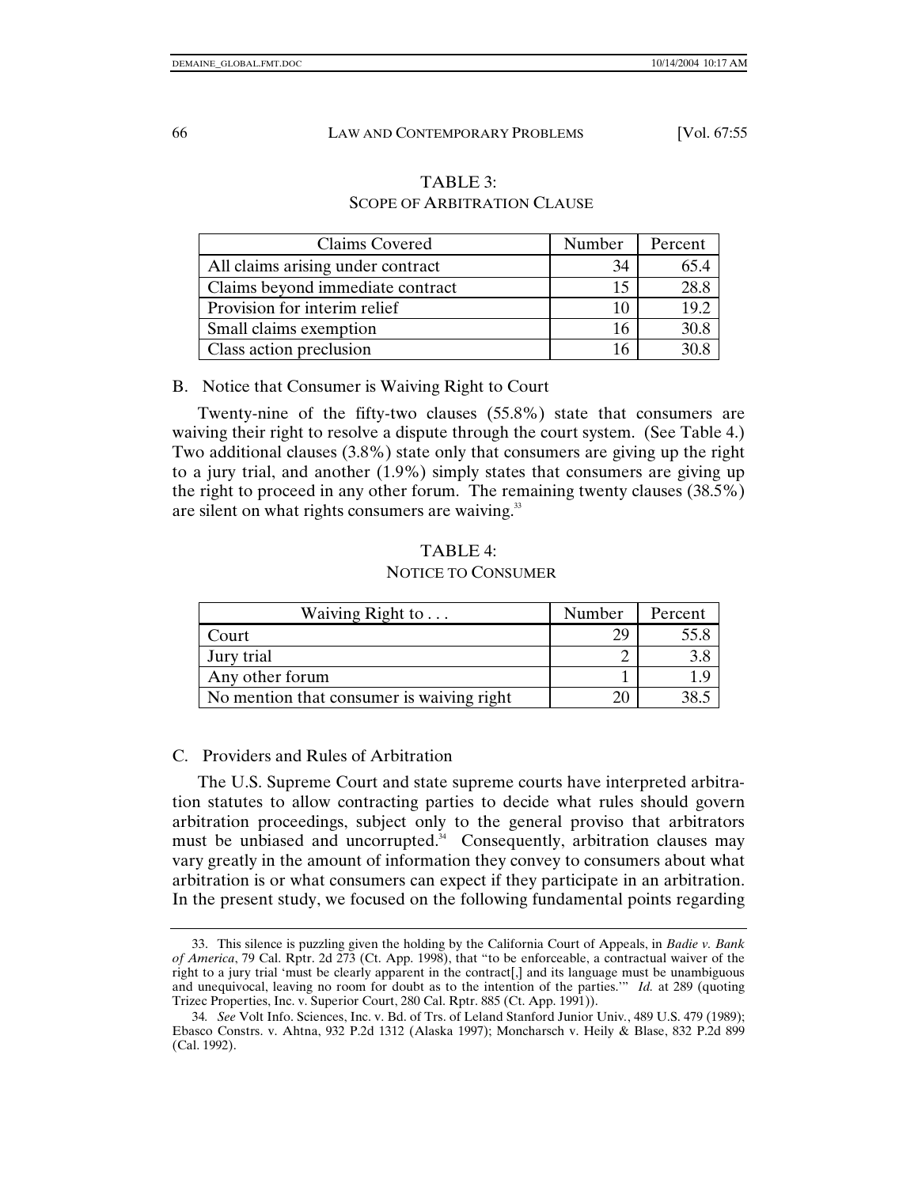TABLE 3:
SCOPE OF ARBITRATION CLAUSE

| Claims Covered | Number | Percent |
|---|---|---|
| All claims arising under contract | 34 | 65.4 |
| Claims beyond immediate contract | 15 | 28.8 |
| Provision for interim relief | 10 | 19.2 |
| Small claims exemption | 16 | 30.8 |
| Class action preclusion | 16 | 30.8 |

### B. Notice that Consumer is Waiving Right to Court

Twenty-nine of the fifty-two clauses (55.8%) state that consumers are waiving their right to resolve a dispute through the court system. (See Table 4.) Two additional clauses (3.8%) state only that consumers are giving up the right to a jury trial, and another (1.9%) simply states that consumers are giving up the right to proceed in any other forum. The remaining twenty clauses (38.5%) are silent on what rights consumers are waiving.[33]

TABLE 4:
NOTICE TO CONSUMER

| Waiving Right to . . . | Number | Percent |
|---|---|---|
| Court | 29 | 55.8 |
| Jury trial | 2 | 3.8 |
| Any other forum | 1 | 1.9 |
| No mention that consumer is waiving right | 20 | 38.5 |

### C. Providers and Rules of Arbitration

The U.S. Supreme Court and state supreme courts have interpreted arbitration statutes to allow contracting parties to decide what rules should govern arbitration proceedings, subject only to the general proviso that arbitrators must be unbiased and uncorrupted.[34] Consequently, arbitration clauses may vary greatly in the amount of information they convey to consumers about what arbitration is or what consumers can expect if they participate in an arbitration. In the present study, we focused on the following fundamental points regarding

---

33. This silence is puzzling given the holding by the California Court of Appeals, in *Badie v. Bank of America*, 79 Cal. Rptr. 2d 273 (Ct. App. 1998), that "to be enforceable, a contractual waiver of the right to a jury trial 'must be clearly apparent in the contract[,] and its language must be unambiguous and unequivocal, leaving no room for doubt as to the intention of the parties.'" *Id.* at 289 (quoting Trizec Properties, Inc. v. Superior Court, 280 Cal. Rptr. 885 (Ct. App. 1991)).

34. *See* Volt Info. Sciences, Inc. v. Bd. of Trs. of Leland Stanford Junior Univ., 489 U.S. 479 (1989); Ebasco Constrs. v. Ahtna, 932 P.2d 1312 (Alaska 1997); Moncharsch v. Heily & Blase, 832 P.2d 899 (Cal. 1992).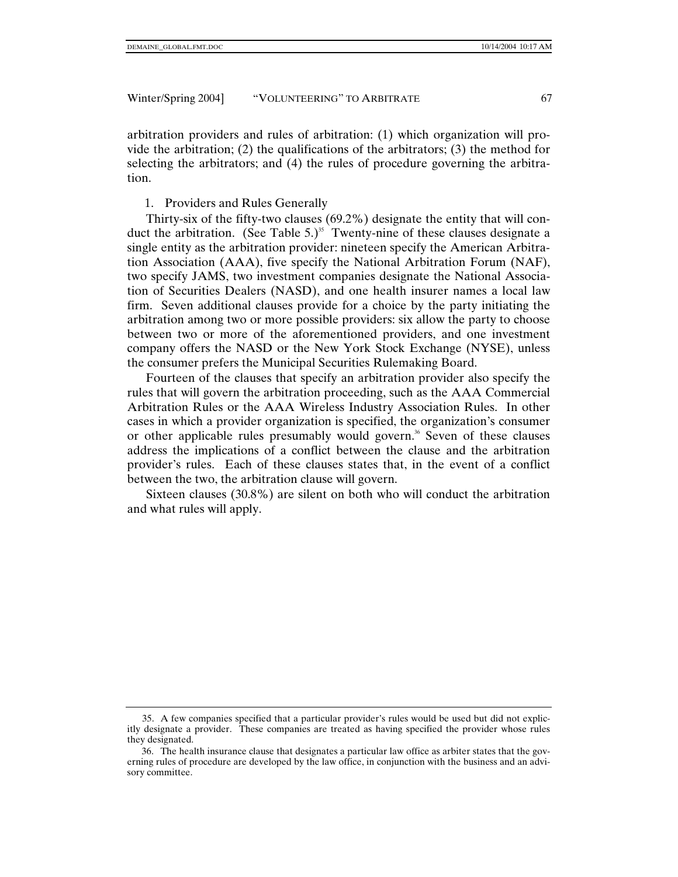arbitration providers and rules of arbitration: (1) which organization will provide the arbitration; (2) the qualifications of the arbitrators; (3) the method for selecting the arbitrators; and (4) the rules of procedure governing the arbitration.

1. Providers and Rules Generally

Thirty-six of the fifty-two clauses (69.2%) designate the entity that will conduct the arbitration. (See Table 5.)[35] Twenty-nine of these clauses designate a single entity as the arbitration provider: nineteen specify the American Arbitration Association (AAA), five specify the National Arbitration Forum (NAF), two specify JAMS, two investment companies designate the National Association of Securities Dealers (NASD), and one health insurer names a local law firm. Seven additional clauses provide for a choice by the party initiating the arbitration among two or more possible providers: six allow the party to choose between two or more of the aforementioned providers, and one investment company offers the NASD or the New York Stock Exchange (NYSE), unless the consumer prefers the Municipal Securities Rulemaking Board.

Fourteen of the clauses that specify an arbitration provider also specify the rules that will govern the arbitration proceeding, such as the AAA Commercial Arbitration Rules or the AAA Wireless Industry Association Rules. In other cases in which a provider organization is specified, the organization's consumer or other applicable rules presumably would govern.[36] Seven of these clauses address the implications of a conflict between the clause and the arbitration provider's rules. Each of these clauses states that, in the event of a conflict between the two, the arbitration clause will govern.

Sixteen clauses (30.8%) are silent on both who will conduct the arbitration and what rules will apply.

---

35. A few companies specified that a particular provider's rules would be used but did not explicitly designate a provider. These companies are treated as having specified the provider whose rules they designated.

36. The health insurance clause that designates a particular law office as arbiter states that the governing rules of procedure are developed by the law office, in conjunction with the business and an advisory committee.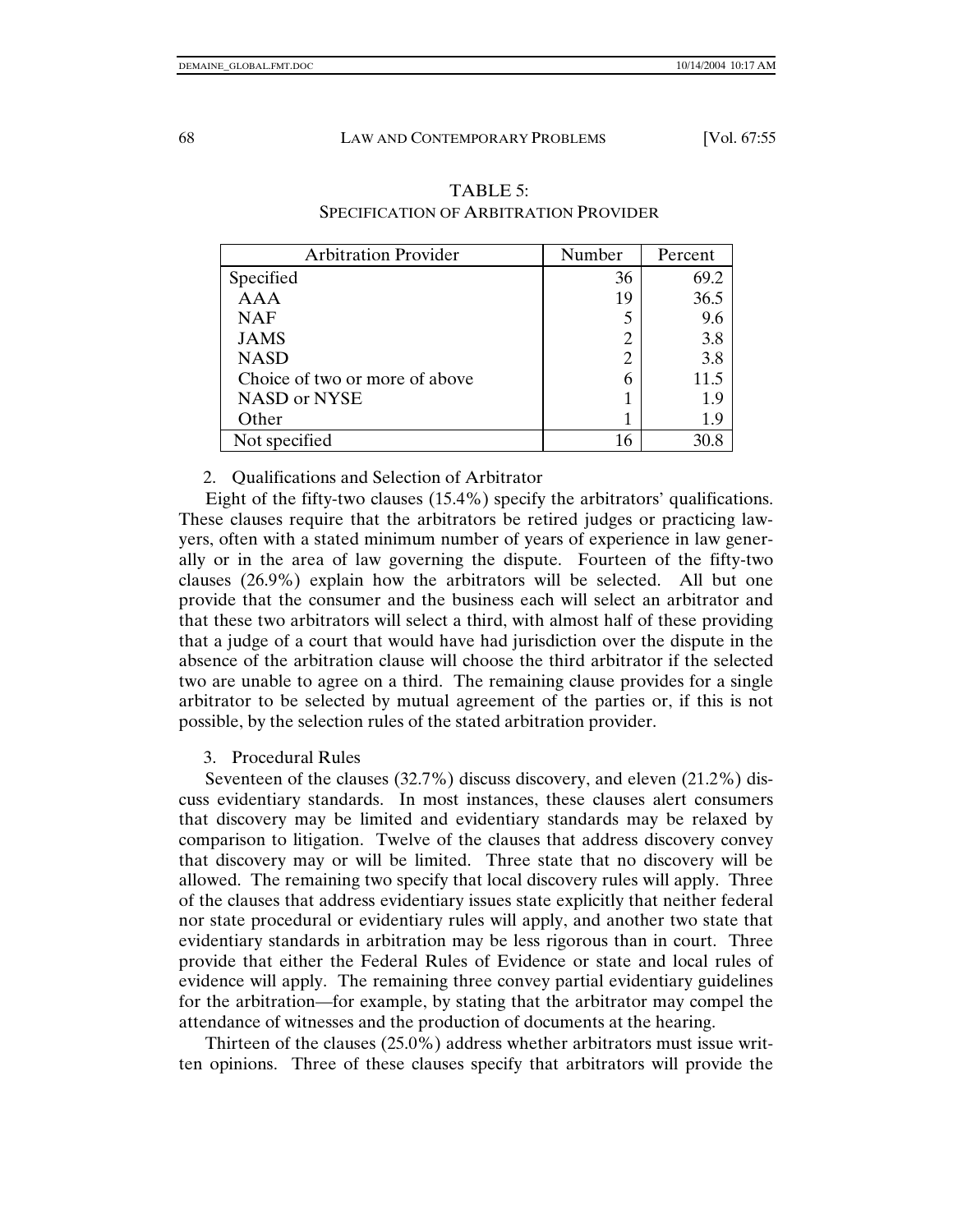TABLE 5:
SPECIFICATION OF ARBITRATION PROVIDER

| Arbitration Provider | Number | Percent |
| --- | --- | --- |
| Specified | 36 | 69.2 |
| AAA | 19 | 36.5 |
| NAF | 5 | 9.6 |
| JAMS | 2 | 3.8 |
| NASD | 2 | 3.8 |
| Choice of two or more of above | 6 | 11.5 |
| NASD or NYSE | 1 | 1.9 |
| Other | 1 | 1.9 |
| Not specified | 16 | 30.8 |

### 2. Qualifications and Selection of Arbitrator

Eight of the fifty-two clauses (15.4%) specify the arbitrators' qualifications. These clauses require that the arbitrators be retired judges or practicing lawyers, often with a stated minimum number of years of experience in law generally or in the area of law governing the dispute. Fourteen of the fifty-two clauses (26.9%) explain how the arbitrators will be selected. All but one provide that the consumer and the business each will select an arbitrator and that these two arbitrators will select a third, with almost half of these providing that a judge of a court that would have had jurisdiction over the dispute in the absence of the arbitration clause will choose the third arbitrator if the selected two are unable to agree on a third. The remaining clause provides for a single arbitrator to be selected by mutual agreement of the parties or, if this is not possible, by the selection rules of the stated arbitration provider.

### 3. Procedural Rules

Seventeen of the clauses (32.7%) discuss discovery, and eleven (21.2%) discuss evidentiary standards. In most instances, these clauses alert consumers that discovery may be limited and evidentiary standards may be relaxed by comparison to litigation. Twelve of the clauses that address discovery convey that discovery may or will be limited. Three state that no discovery will be allowed. The remaining two specify that local discovery rules will apply. Three of the clauses that address evidentiary issues state explicitly that neither federal nor state procedural or evidentiary rules will apply, and another two state that evidentiary standards in arbitration may be less rigorous than in court. Three provide that either the Federal Rules of Evidence or state and local rules of evidence will apply. The remaining three convey partial evidentiary guidelines for the arbitration—for example, by stating that the arbitrator may compel the attendance of witnesses and the production of documents at the hearing.

Thirteen of the clauses (25.0%) address whether arbitrators must issue written opinions. Three of these clauses specify that arbitrators will provide the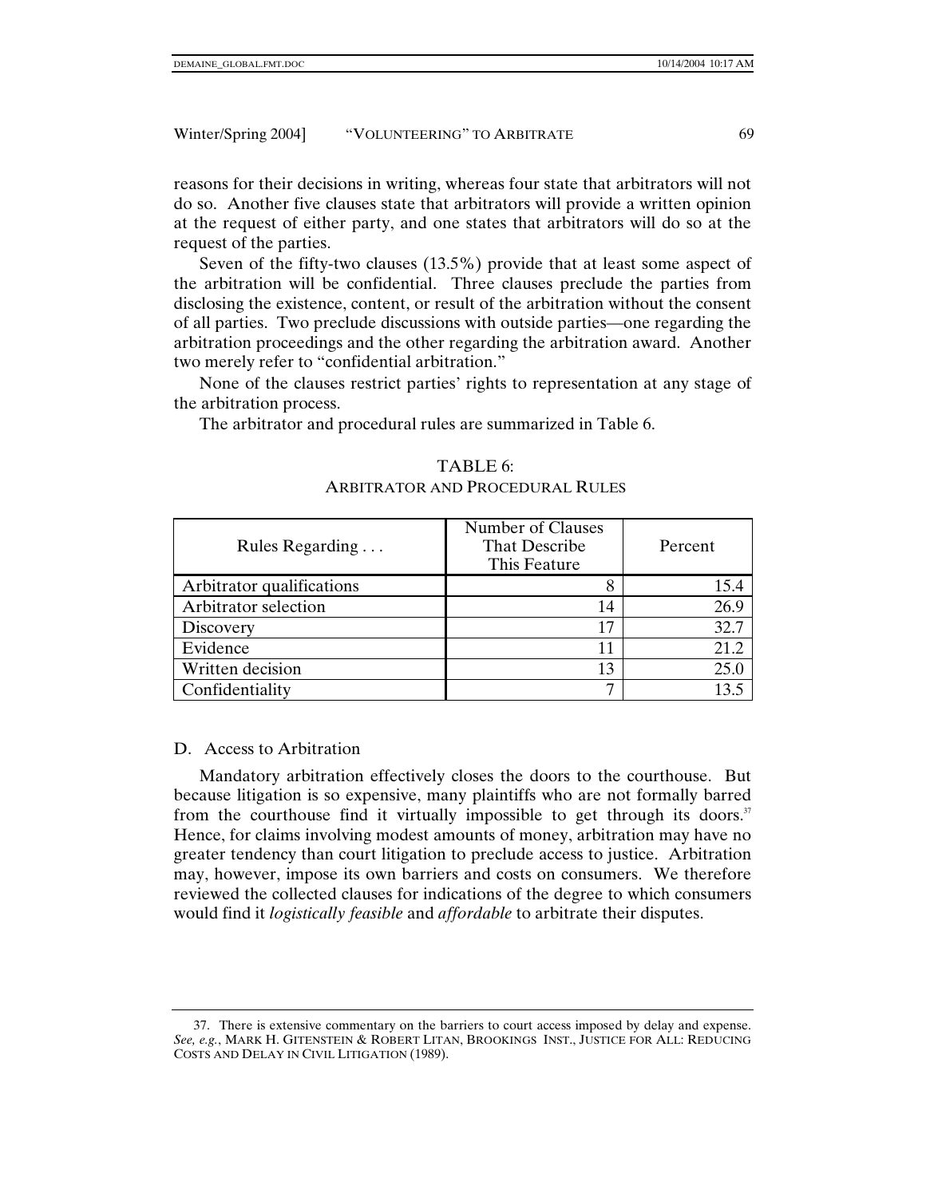reasons for their decisions in writing, whereas four state that arbitrators will not do so. Another five clauses state that arbitrators will provide a written opinion at the request of either party, and one states that arbitrators will do so at the request of the parties.

Seven of the fifty-two clauses (13.5%) provide that at least some aspect of the arbitration will be confidential. Three clauses preclude the parties from disclosing the existence, content, or result of the arbitration without the consent of all parties. Two preclude discussions with outside parties—one regarding the arbitration proceedings and the other regarding the arbitration award. Another two merely refer to "confidential arbitration."

None of the clauses restrict parties' rights to representation at any stage of the arbitration process.

The arbitrator and procedural rules are summarized in Table 6.

TABLE 6:
ARBITRATOR AND PROCEDURAL RULES

| Rules Regarding . . . | Number of Clauses That Describe This Feature | Percent |
|---|---:|---:|
| Arbitrator qualifications | 8 | 15.4 |
| Arbitrator selection | 14 | 26.9 |
| Discovery | 17 | 32.7 |
| Evidence | 11 | 21.2 |
| Written decision | 13 | 25.0 |
| Confidentiality | 7 | 13.5 |

## D. Access to Arbitration

Mandatory arbitration effectively closes the doors to the courthouse. But because litigation is so expensive, many plaintiffs who are not formally barred from the courthouse find it virtually impossible to get through its doors.[37] Hence, for claims involving modest amounts of money, arbitration may have no greater tendency than court litigation to preclude access to justice. Arbitration may, however, impose its own barriers and costs on consumers. We therefore reviewed the collected clauses for indications of the degree to which consumers would find it *logistically feasible* and *affordable* to arbitrate their disputes.

---

37. There is extensive commentary on the barriers to court access imposed by delay and expense. *See, e.g.*, MARK H. GITENSTEIN & ROBERT LITAN, BROOKINGS INST., JUSTICE FOR ALL: REDUCING COSTS AND DELAY IN CIVIL LITIGATION (1989).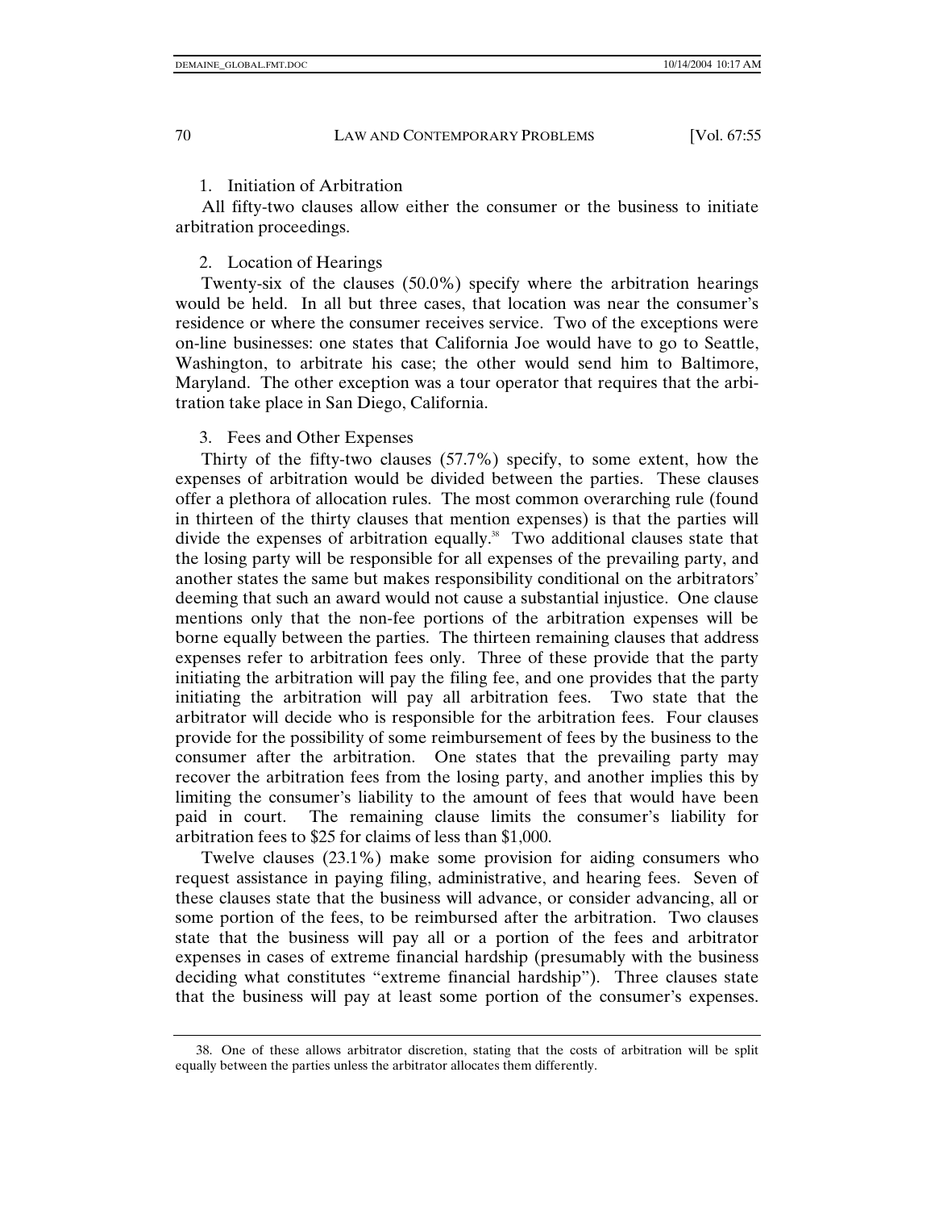1. Initiation of Arbitration

All fifty-two clauses allow either the consumer or the business to initiate arbitration proceedings.

2. Location of Hearings

Twenty-six of the clauses (50.0%) specify where the arbitration hearings would be held. In all but three cases, that location was near the consumer's residence or where the consumer receives service. Two of the exceptions were on-line businesses: one states that California Joe would have to go to Seattle, Washington, to arbitrate his case; the other would send him to Baltimore, Maryland. The other exception was a tour operator that requires that the arbitration take place in San Diego, California.

3. Fees and Other Expenses

Thirty of the fifty-two clauses (57.7%) specify, to some extent, how the expenses of arbitration would be divided between the parties. These clauses offer a plethora of allocation rules. The most common overarching rule (found in thirteen of the thirty clauses that mention expenses) is that the parties will divide the expenses of arbitration equally.[38] Two additional clauses state that the losing party will be responsible for all expenses of the prevailing party, and another states the same but makes responsibility conditional on the arbitrators' deeming that such an award would not cause a substantial injustice. One clause mentions only that the non-fee portions of the arbitration expenses will be borne equally between the parties. The thirteen remaining clauses that address expenses refer to arbitration fees only. Three of these provide that the party initiating the arbitration will pay the filing fee, and one provides that the party initiating the arbitration will pay all arbitration fees. Two state that the arbitrator will decide who is responsible for the arbitration fees. Four clauses provide for the possibility of some reimbursement of fees by the business to the consumer after the arbitration. One states that the prevailing party may recover the arbitration fees from the losing party, and another implies this by limiting the consumer's liability to the amount of fees that would have been paid in court. The remaining clause limits the consumer's liability for arbitration fees to $25 for claims of less than $1,000.

Twelve clauses (23.1%) make some provision for aiding consumers who request assistance in paying filing, administrative, and hearing fees. Seven of these clauses state that the business will advance, or consider advancing, all or some portion of the fees, to be reimbursed after the arbitration. Two clauses state that the business will pay all or a portion of the fees and arbitrator expenses in cases of extreme financial hardship (presumably with the business deciding what constitutes "extreme financial hardship"). Three clauses state that the business will pay at least some portion of the consumer's expenses.

38. One of these allows arbitrator discretion, stating that the costs of arbitration will be split equally between the parties unless the arbitrator allocates them differently.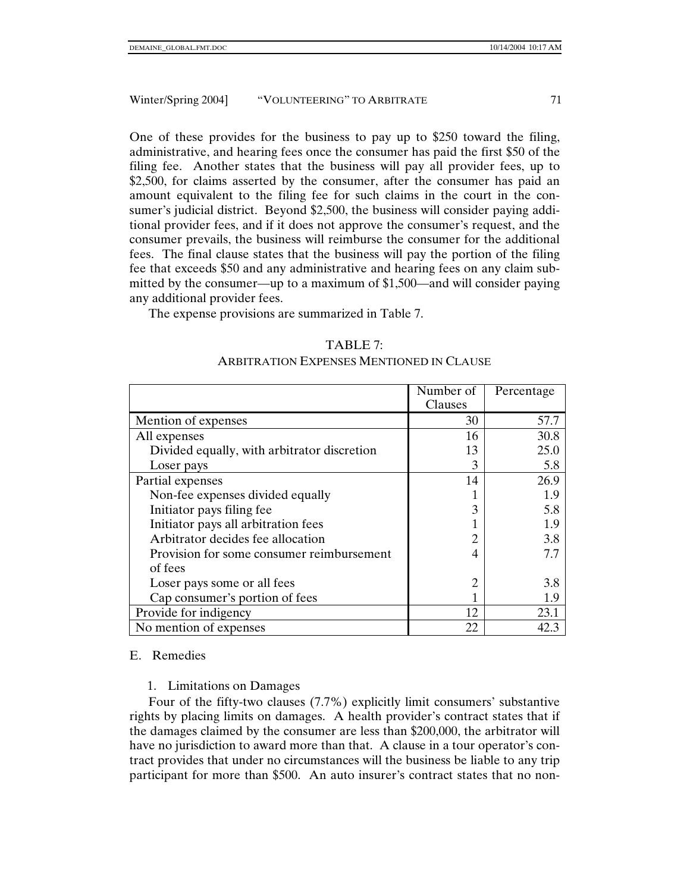One of these provides for the business to pay up to $250 toward the filing, administrative, and hearing fees once the consumer has paid the first $50 of the filing fee. Another states that the business will pay all provider fees, up to $2,500, for claims asserted by the consumer, after the consumer has paid an amount equivalent to the filing fee for such claims in the court in the consumer's judicial district. Beyond $2,500, the business will consider paying additional provider fees, and if it does not approve the consumer's request, and the consumer prevails, the business will reimburse the consumer for the additional fees. The final clause states that the business will pay the portion of the filing fee that exceeds $50 and any administrative and hearing fees on any claim submitted by the consumer—up to a maximum of $1,500—and will consider paying any additional provider fees.

The expense provisions are summarized in Table 7.

TABLE 7:
ARBITRATION EXPENSES MENTIONED IN CLAUSE

| | Number of Clauses | Percentage |
|---|---|---|
| Mention of expenses | 30 | 57.7 |
| All expenses | 16 | 30.8 |
| Divided equally, with arbitrator discretion | 13 | 25.0 |
| Loser pays | 3 | 5.8 |
| Partial expenses | 14 | 26.9 |
| Non-fee expenses divided equally | 1 | 1.9 |
| Initiator pays filing fee | 3 | 5.8 |
| Initiator pays all arbitration fees | 1 | 1.9 |
| Arbitrator decides fee allocation | 2 | 3.8 |
| Provision for some consumer reimbursement of fees | 4 | 7.7 |
| Loser pays some or all fees | 2 | 3.8 |
| Cap consumer's portion of fees | 1 | 1.9 |
| Provide for indigency | 12 | 23.1 |
| No mention of expenses | 22 | 42.3 |

## E. Remedies

### 1. Limitations on Damages

Four of the fifty-two clauses (7.7%) explicitly limit consumers' substantive rights by placing limits on damages. A health provider's contract states that if the damages claimed by the consumer are less than $200,000, the arbitrator will have no jurisdiction to award more than that. A clause in a tour operator's contract provides that under no circumstances will the business be liable to any trip participant for more than $500. An auto insurer's contract states that no non-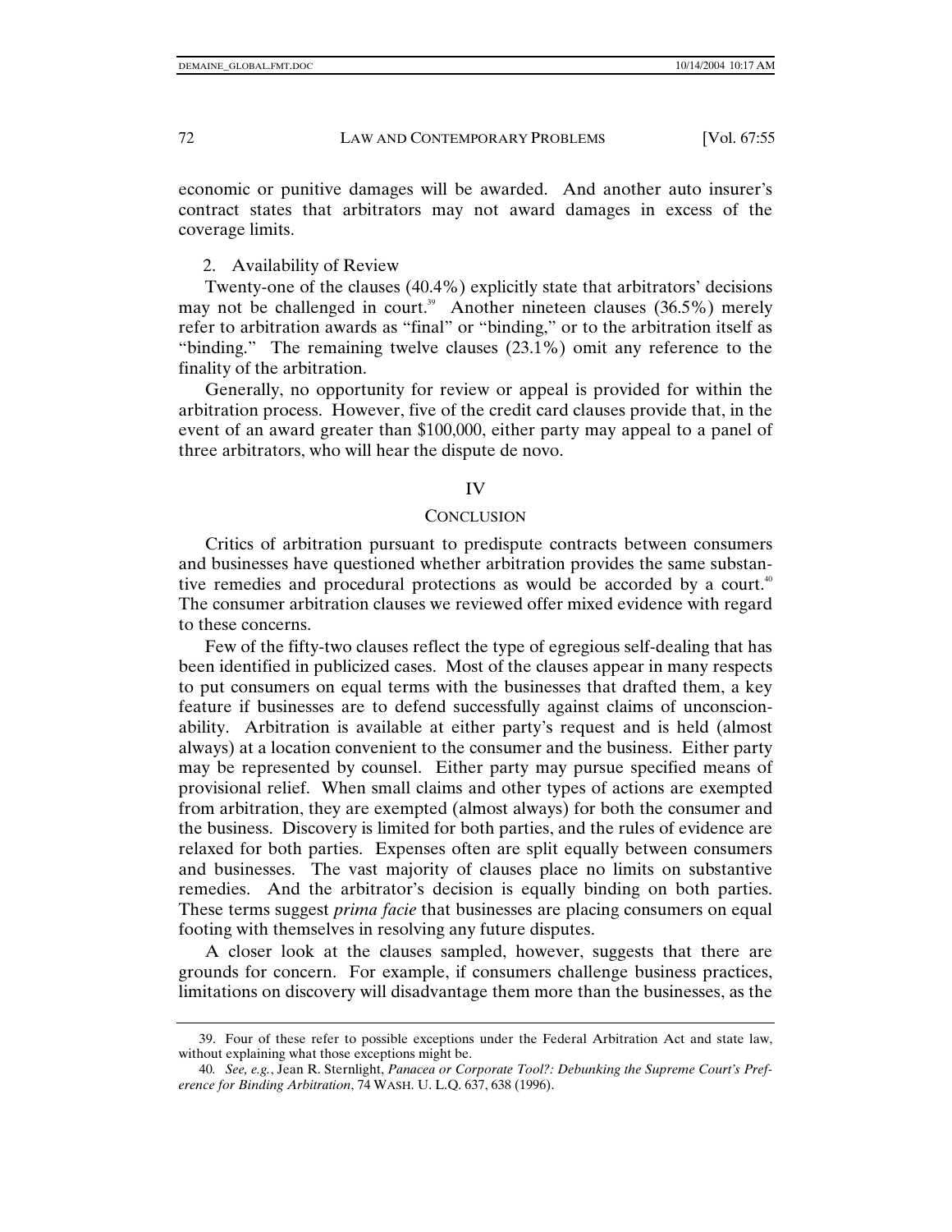economic or punitive damages will be awarded. And another auto insurer's contract states that arbitrators may not award damages in excess of the coverage limits.

### 2. Availability of Review

Twenty-one of the clauses (40.4%) explicitly state that arbitrators' decisions may not be challenged in court.[39] Another nineteen clauses (36.5%) merely refer to arbitration awards as "final" or "binding," or to the arbitration itself as "binding." The remaining twelve clauses (23.1%) omit any reference to the finality of the arbitration.

Generally, no opportunity for review or appeal is provided for within the arbitration process. However, five of the credit card clauses provide that, in the event of an award greater than $100,000, either party may appeal to a panel of three arbitrators, who will hear the dispute de novo.

## IV

## CONCLUSION

Critics of arbitration pursuant to predispute contracts between consumers and businesses have questioned whether arbitration provides the same substantive remedies and procedural protections as would be accorded by a court.[40] The consumer arbitration clauses we reviewed offer mixed evidence with regard to these concerns.

Few of the fifty-two clauses reflect the type of egregious self-dealing that has been identified in publicized cases. Most of the clauses appear in many respects to put consumers on equal terms with the businesses that drafted them, a key feature if businesses are to defend successfully against claims of unconscionability. Arbitration is available at either party's request and is held (almost always) at a location convenient to the consumer and the business. Either party may be represented by counsel. Either party may pursue specified means of provisional relief. When small claims and other types of actions are exempted from arbitration, they are exempted (almost always) for both the consumer and the business. Discovery is limited for both parties, and the rules of evidence are relaxed for both parties. Expenses often are split equally between consumers and businesses. The vast majority of clauses place no limits on substantive remedies. And the arbitrator's decision is equally binding on both parties. These terms suggest *prima facie* that businesses are placing consumers on equal footing with themselves in resolving any future disputes.

A closer look at the clauses sampled, however, suggests that there are grounds for concern. For example, if consumers challenge business practices, limitations on discovery will disadvantage them more than the businesses, as the

---

39. Four of these refer to possible exceptions under the Federal Arbitration Act and state law, without explaining what those exceptions might be.

40. *See, e.g.*, Jean R. Sternlight, *Panacea or Corporate Tool?: Debunking the Supreme Court's Preference for Binding Arbitration*, 74 WASH. U. L.Q. 637, 638 (1996).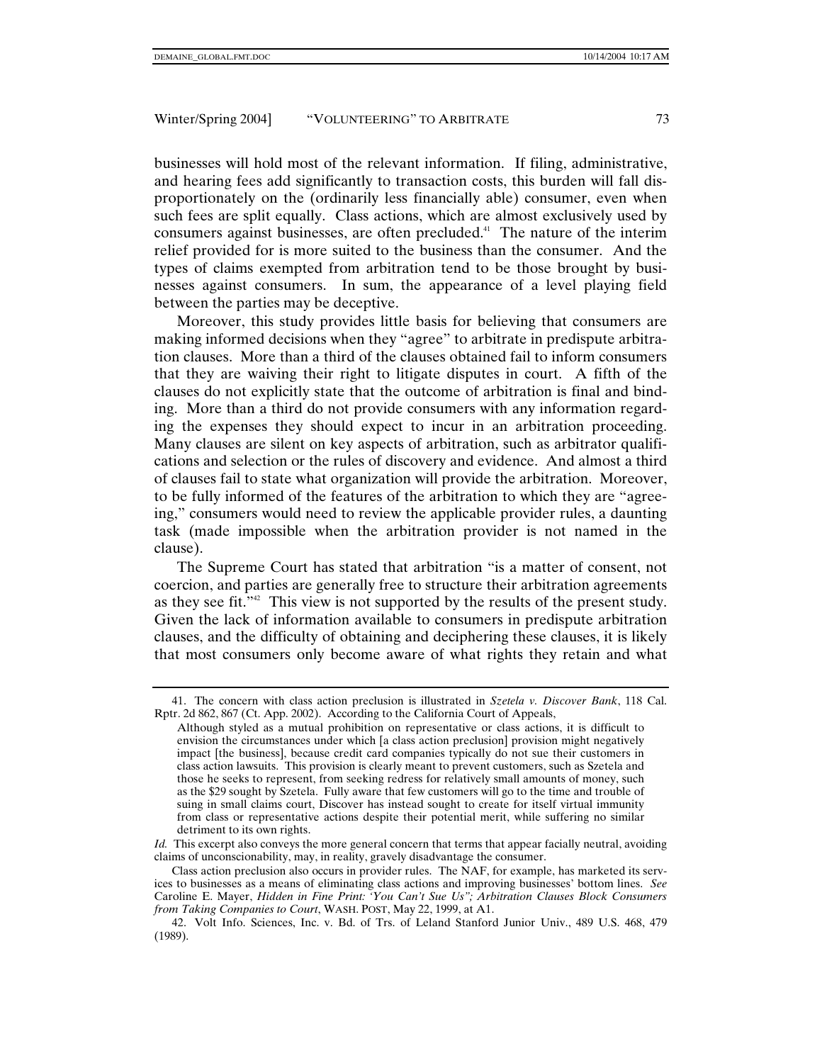businesses will hold most of the relevant information. If filing, administrative, and hearing fees add significantly to transaction costs, this burden will fall disproportionately on the (ordinarily less financially able) consumer, even when such fees are split equally. Class actions, which are almost exclusively used by consumers against businesses, are often precluded.[41] The nature of the interim relief provided for is more suited to the business than the consumer. And the types of claims exempted from arbitration tend to be those brought by businesses against consumers. In sum, the appearance of a level playing field between the parties may be deceptive.

Moreover, this study provides little basis for believing that consumers are making informed decisions when they "agree" to arbitrate in predispute arbitration clauses. More than a third of the clauses obtained fail to inform consumers that they are waiving their right to litigate disputes in court. A fifth of the clauses do not explicitly state that the outcome of arbitration is final and binding. More than a third do not provide consumers with any information regarding the expenses they should expect to incur in an arbitration proceeding. Many clauses are silent on key aspects of arbitration, such as arbitrator qualifications and selection or the rules of discovery and evidence. And almost a third of clauses fail to state what organization will provide the arbitration. Moreover, to be fully informed of the features of the arbitration to which they are "agreeing," consumers would need to review the applicable provider rules, a daunting task (made impossible when the arbitration provider is not named in the clause).

The Supreme Court has stated that arbitration "is a matter of consent, not coercion, and parties are generally free to structure their arbitration agreements as they see fit."[42] This view is not supported by the results of the present study. Given the lack of information available to consumers in predispute arbitration clauses, and the difficulty of obtaining and deciphering these clauses, it is likely that most consumers only become aware of what rights they retain and what

---

41. The concern with class action preclusion is illustrated in *Szetela v. Discover Bank*, 118 Cal. Rptr. 2d 862, 867 (Ct. App. 2002). According to the California Court of Appeals,

> Although styled as a mutual prohibition on representative or class actions, it is difficult to envision the circumstances under which [a class action preclusion] provision might negatively impact [the business], because credit card companies typically do not sue their customers in class action lawsuits. This provision is clearly meant to prevent customers, such as Szetela and those he seeks to represent, from seeking redress for relatively small amounts of money, such as the $29 sought by Szetela. Fully aware that few customers will go to the time and trouble of suing in small claims court, Discover has instead sought to create for itself virtual immunity from class or representative actions despite their potential merit, while suffering no similar detriment to its own rights.

*Id.* This excerpt also conveys the more general concern that terms that appear facially neutral, avoiding claims of unconscionability, may, in reality, gravely disadvantage the consumer.

Class action preclusion also occurs in provider rules. The NAF, for example, has marketed its services to businesses as a means of eliminating class actions and improving businesses' bottom lines. *See* Caroline E. Mayer, *Hidden in Fine Print: 'You Can't Sue Us"; Arbitration Clauses Block Consumers from Taking Companies to Court*, WASH. POST, May 22, 1999, at A1.

42. Volt Info. Sciences, Inc. v. Bd. of Trs. of Leland Stanford Junior Univ., 489 U.S. 468, 479 (1989).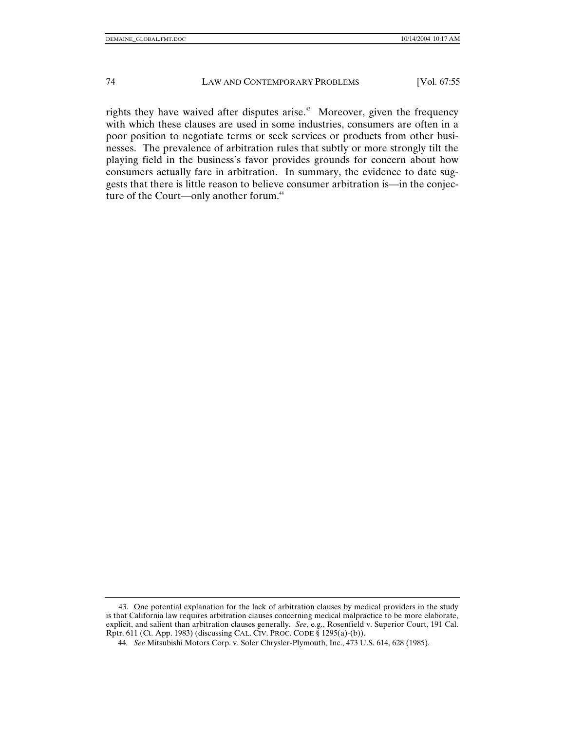rights they have waived after disputes arise.[43] Moreover, given the frequency with which these clauses are used in some industries, consumers are often in a poor position to negotiate terms or seek services or products from other businesses. The prevalence of arbitration rules that subtly or more strongly tilt the playing field in the business's favor provides grounds for concern about how consumers actually fare in arbitration. In summary, the evidence to date suggests that there is little reason to believe consumer arbitration is—in the conjecture of the Court—only another forum.[44]

---

43. One potential explanation for the lack of arbitration clauses by medical providers in the study is that California law requires arbitration clauses concerning medical malpractice to be more elaborate, explicit, and salient than arbitration clauses generally. *See*, e.g., Rosenfield v. Superior Court, 191 Cal. Rptr. 611 (Ct. App. 1983) (discussing CAL. CIV. PROC. CODE § 1295(a)-(b)).

44. *See* Mitsubishi Motors Corp. v. Soler Chrysler-Plymouth, Inc., 473 U.S. 614, 628 (1985).